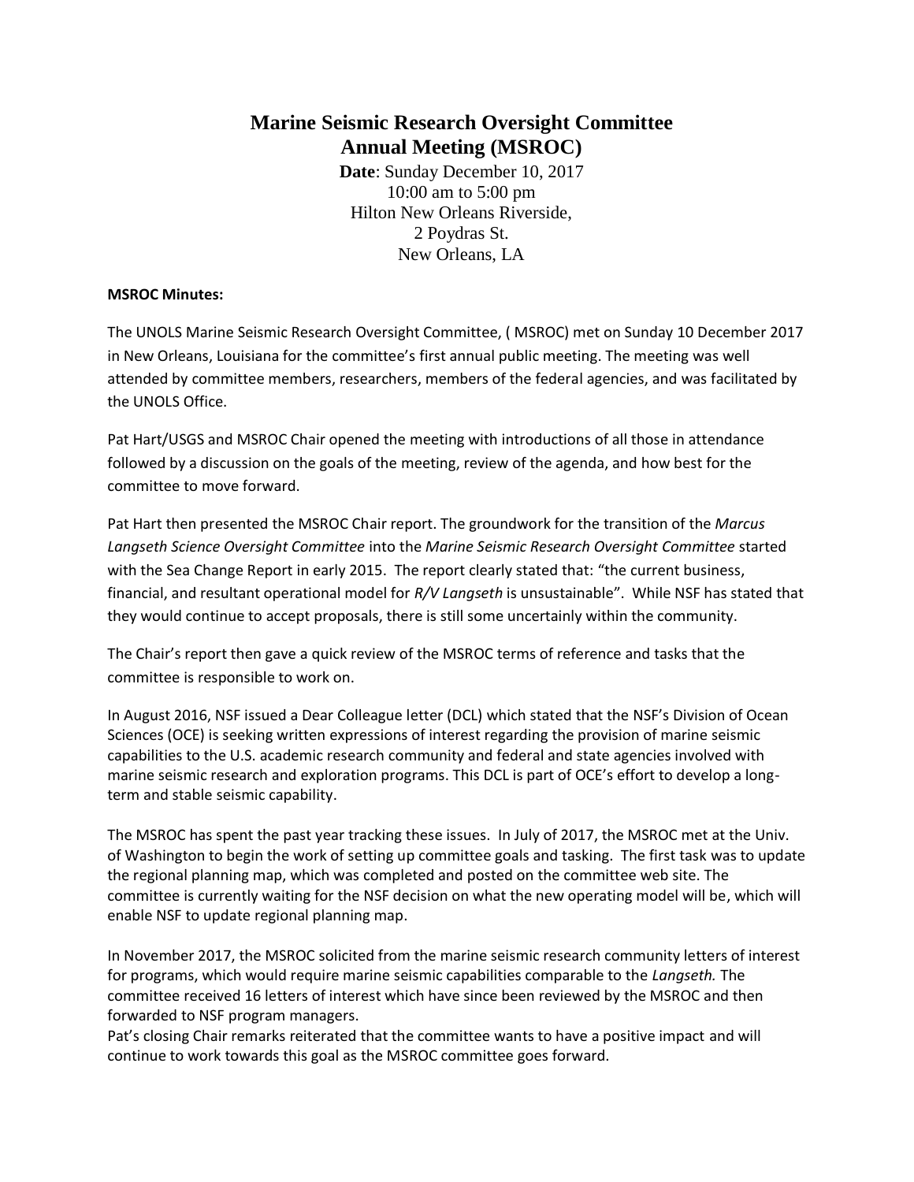# Marine Seismic Research Oversight Committee
# Annual Meeting (MSROC)

**Date**: Sunday December 10, 2017
10:00 am to 5:00 pm
Hilton New Orleans Riverside,
2 Poydras St.
New Orleans, LA

**MSROC Minutes:**

The UNOLS Marine Seismic Research Oversight Committee, ( MSROC) met on Sunday 10 December 2017 in New Orleans, Louisiana for the committee's first annual public meeting. The meeting was well attended by committee members, researchers, members of the federal agencies, and was facilitated by the UNOLS Office.

Pat Hart/USGS and MSROC Chair opened the meeting with introductions of all those in attendance followed by a discussion on the goals of the meeting, review of the agenda, and how best for the committee to move forward.

Pat Hart then presented the MSROC Chair report. The groundwork for the transition of the *Marcus Langseth Science Oversight Committee* into the *Marine Seismic Research Oversight Committee* started with the Sea Change Report in early 2015. The report clearly stated that: "the current business, financial, and resultant operational model for *R/V Langseth* is unsustainable". While NSF has stated that they would continue to accept proposals, there is still some uncertainly within the community.

The Chair's report then gave a quick review of the MSROC terms of reference and tasks that the committee is responsible to work on.

In August 2016, NSF issued a Dear Colleague letter (DCL) which stated that the NSF's Division of Ocean Sciences (OCE) is seeking written expressions of interest regarding the provision of marine seismic capabilities to the U.S. academic research community and federal and state agencies involved with marine seismic research and exploration programs. This DCL is part of OCE's effort to develop a long-term and stable seismic capability.

The MSROC has spent the past year tracking these issues. In July of 2017, the MSROC met at the Univ. of Washington to begin the work of setting up committee goals and tasking. The first task was to update the regional planning map, which was completed and posted on the committee web site. The committee is currently waiting for the NSF decision on what the new operating model will be, which will enable NSF to update regional planning map.

In November 2017, the MSROC solicited from the marine seismic research community letters of interest for programs, which would require marine seismic capabilities comparable to the *Langseth.* The committee received 16 letters of interest which have since been reviewed by the MSROC and then forwarded to NSF program managers.
Pat's closing Chair remarks reiterated that the committee wants to have a positive impact and will continue to work towards this goal as the MSROC committee goes forward.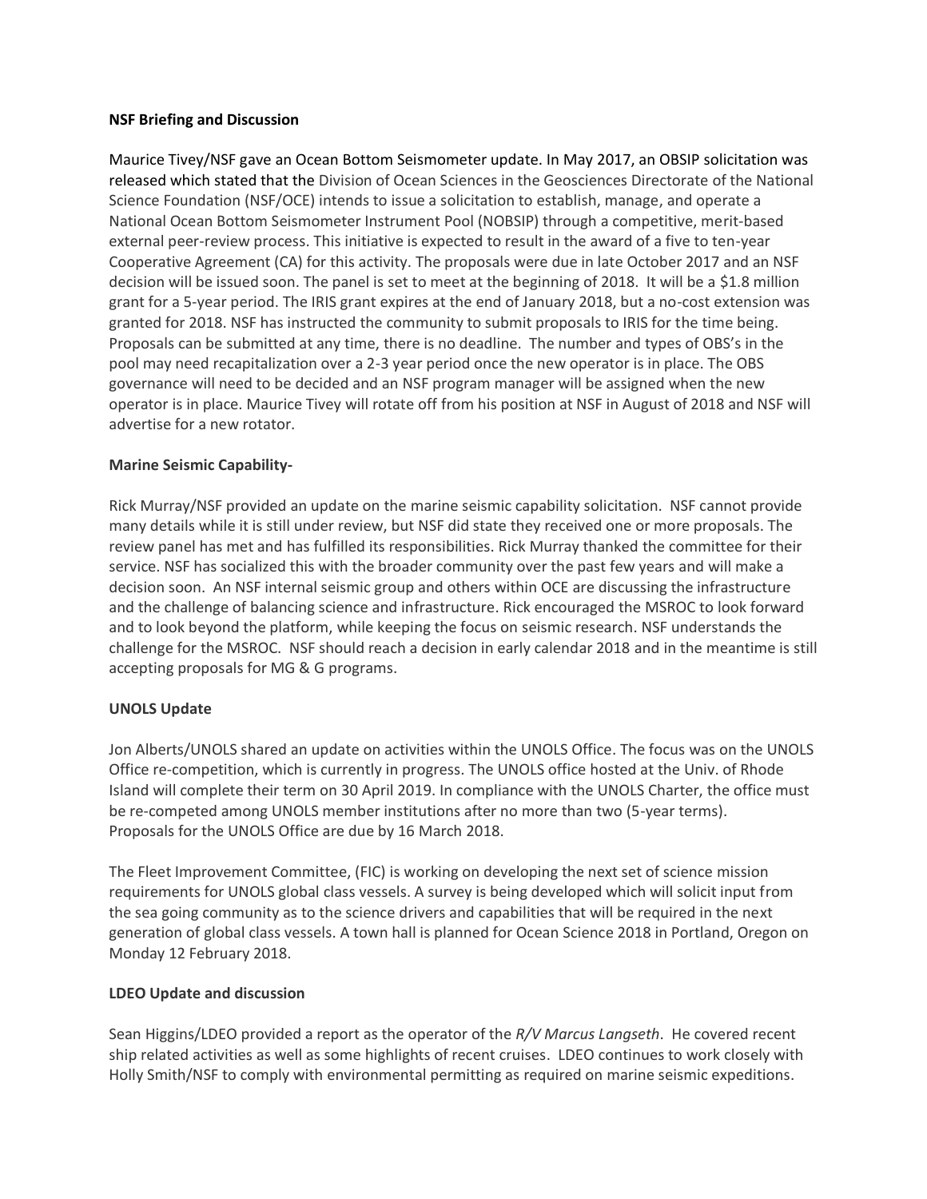**NSF Briefing and Discussion**

Maurice Tivey/NSF gave an Ocean Bottom Seismometer update. In May 2017, an OBSIP solicitation was released which stated that the Division of Ocean Sciences in the Geosciences Directorate of the National Science Foundation (NSF/OCE) intends to issue a solicitation to establish, manage, and operate a National Ocean Bottom Seismometer Instrument Pool (NOBSIP) through a competitive, merit-based external peer-review process. This initiative is expected to result in the award of a five to ten-year Cooperative Agreement (CA) for this activity. The proposals were due in late October 2017 and an NSF decision will be issued soon. The panel is set to meet at the beginning of 2018. It will be a $1.8 million grant for a 5-year period. The IRIS grant expires at the end of January 2018, but a no-cost extension was granted for 2018. NSF has instructed the community to submit proposals to IRIS for the time being. Proposals can be submitted at any time, there is no deadline. The number and types of OBS's in the pool may need recapitalization over a 2-3 year period once the new operator is in place. The OBS governance will need to be decided and an NSF program manager will be assigned when the new operator is in place. Maurice Tivey will rotate off from his position at NSF in August of 2018 and NSF will advertise for a new rotator.

**Marine Seismic Capability-**

Rick Murray/NSF provided an update on the marine seismic capability solicitation. NSF cannot provide many details while it is still under review, but NSF did state they received one or more proposals. The review panel has met and has fulfilled its responsibilities. Rick Murray thanked the committee for their service. NSF has socialized this with the broader community over the past few years and will make a decision soon. An NSF internal seismic group and others within OCE are discussing the infrastructure and the challenge of balancing science and infrastructure. Rick encouraged the MSROC to look forward and to look beyond the platform, while keeping the focus on seismic research. NSF understands the challenge for the MSROC. NSF should reach a decision in early calendar 2018 and in the meantime is still accepting proposals for MG & G programs.

**UNOLS Update**

Jon Alberts/UNOLS shared an update on activities within the UNOLS Office. The focus was on the UNOLS Office re-competition, which is currently in progress. The UNOLS office hosted at the Univ. of Rhode Island will complete their term on 30 April 2019. In compliance with the UNOLS Charter, the office must be re-competed among UNOLS member institutions after no more than two (5-year terms). Proposals for the UNOLS Office are due by 16 March 2018.

The Fleet Improvement Committee, (FIC) is working on developing the next set of science mission requirements for UNOLS global class vessels. A survey is being developed which will solicit input from the sea going community as to the science drivers and capabilities that will be required in the next generation of global class vessels. A town hall is planned for Ocean Science 2018 in Portland, Oregon on Monday 12 February 2018.

**LDEO Update and discussion**

Sean Higgins/LDEO provided a report as the operator of the *R/V Marcus Langseth*. He covered recent ship related activities as well as some highlights of recent cruises. LDEO continues to work closely with Holly Smith/NSF to comply with environmental permitting as required on marine seismic expeditions.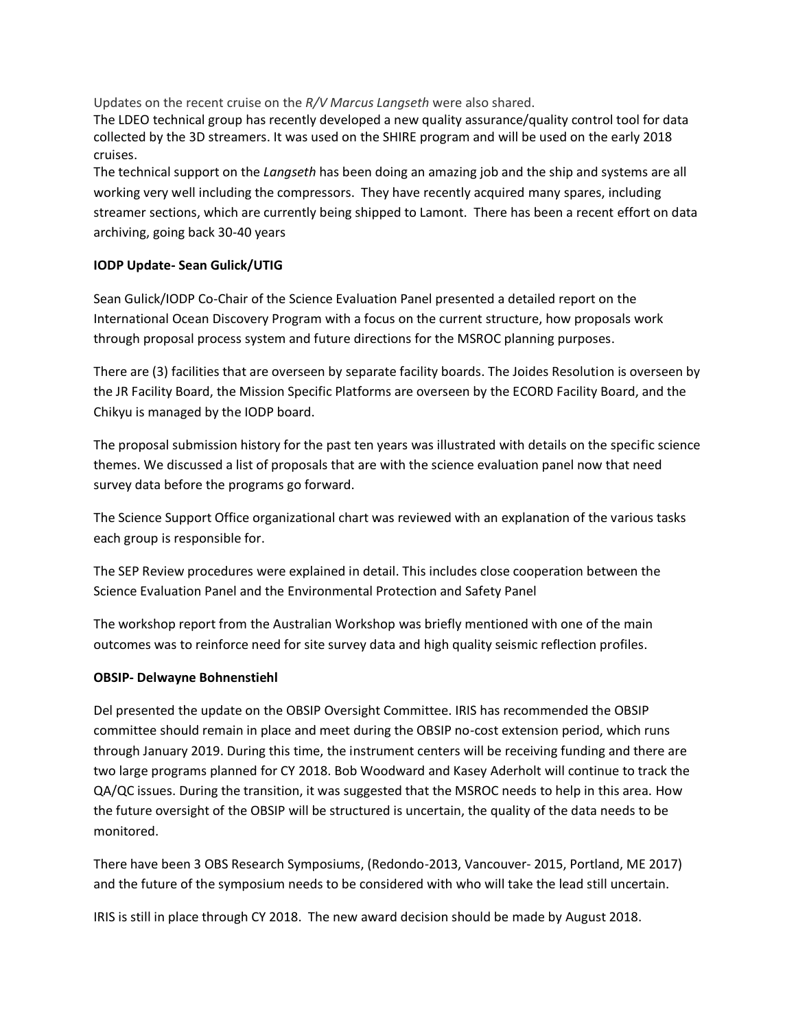Updates on the recent cruise on the *R/V Marcus Langseth* were also shared.

The LDEO technical group has recently developed a new quality assurance/quality control tool for data collected by the 3D streamers. It was used on the SHIRE program and will be used on the early 2018 cruises.

The technical support on the *Langseth* has been doing an amazing job and the ship and systems are all working very well including the compressors. They have recently acquired many spares, including streamer sections, which are currently being shipped to Lamont. There has been a recent effort on data archiving, going back 30-40 years

**IODP Update- Sean Gulick/UTIG**

Sean Gulick/IODP Co-Chair of the Science Evaluation Panel presented a detailed report on the International Ocean Discovery Program with a focus on the current structure, how proposals work through proposal process system and future directions for the MSROC planning purposes.

There are (3) facilities that are overseen by separate facility boards. The Joides Resolution is overseen by the JR Facility Board, the Mission Specific Platforms are overseen by the ECORD Facility Board, and the Chikyu is managed by the IODP board.

The proposal submission history for the past ten years was illustrated with details on the specific science themes. We discussed a list of proposals that are with the science evaluation panel now that need survey data before the programs go forward.

The Science Support Office organizational chart was reviewed with an explanation of the various tasks each group is responsible for.

The SEP Review procedures were explained in detail. This includes close cooperation between the Science Evaluation Panel and the Environmental Protection and Safety Panel

The workshop report from the Australian Workshop was briefly mentioned with one of the main outcomes was to reinforce need for site survey data and high quality seismic reflection profiles.

**OBSIP- Delwayne Bohnenstiehl**

Del presented the update on the OBSIP Oversight Committee. IRIS has recommended the OBSIP committee should remain in place and meet during the OBSIP no-cost extension period, which runs through January 2019. During this time, the instrument centers will be receiving funding and there are two large programs planned for CY 2018. Bob Woodward and Kasey Aderholt will continue to track the QA/QC issues. During the transition, it was suggested that the MSROC needs to help in this area. How the future oversight of the OBSIP will be structured is uncertain, the quality of the data needs to be monitored.

There have been 3 OBS Research Symposiums, (Redondo-2013, Vancouver- 2015, Portland, ME 2017) and the future of the symposium needs to be considered with who will take the lead still uncertain.

IRIS is still in place through CY 2018. The new award decision should be made by August 2018.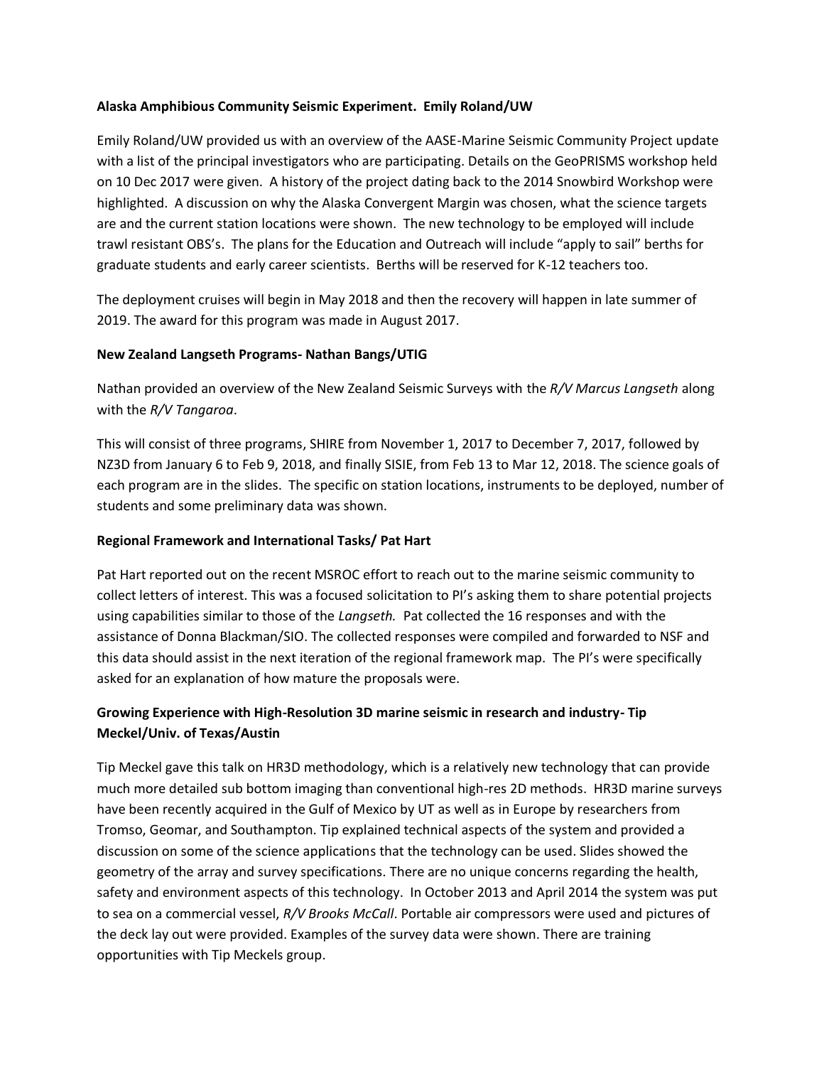**Alaska Amphibious Community Seismic Experiment. Emily Roland/UW**

Emily Roland/UW provided us with an overview of the AASE-Marine Seismic Community Project update with a list of the principal investigators who are participating. Details on the GeoPRISMS workshop held on 10 Dec 2017 were given. A history of the project dating back to the 2014 Snowbird Workshop were highlighted. A discussion on why the Alaska Convergent Margin was chosen, what the science targets are and the current station locations were shown. The new technology to be employed will include trawl resistant OBS's. The plans for the Education and Outreach will include "apply to sail" berths for graduate students and early career scientists. Berths will be reserved for K-12 teachers too.

The deployment cruises will begin in May 2018 and then the recovery will happen in late summer of 2019. The award for this program was made in August 2017.

**New Zealand Langseth Programs- Nathan Bangs/UTIG**

Nathan provided an overview of the New Zealand Seismic Surveys with the *R/V Marcus Langseth* along with the *R/V Tangaroa*.

This will consist of three programs, SHIRE from November 1, 2017 to December 7, 2017, followed by NZ3D from January 6 to Feb 9, 2018, and finally SISIE, from Feb 13 to Mar 12, 2018. The science goals of each program are in the slides. The specific on station locations, instruments to be deployed, number of students and some preliminary data was shown.

**Regional Framework and International Tasks/ Pat Hart**

Pat Hart reported out on the recent MSROC effort to reach out to the marine seismic community to collect letters of interest. This was a focused solicitation to PI's asking them to share potential projects using capabilities similar to those of the *Langseth.* Pat collected the 16 responses and with the assistance of Donna Blackman/SIO. The collected responses were compiled and forwarded to NSF and this data should assist in the next iteration of the regional framework map. The PI's were specifically asked for an explanation of how mature the proposals were.

**Growing Experience with High-Resolution 3D marine seismic in research and industry- Tip Meckel/Univ. of Texas/Austin**

Tip Meckel gave this talk on HR3D methodology, which is a relatively new technology that can provide much more detailed sub bottom imaging than conventional high-res 2D methods. HR3D marine surveys have been recently acquired in the Gulf of Mexico by UT as well as in Europe by researchers from Tromso, Geomar, and Southampton. Tip explained technical aspects of the system and provided a discussion on some of the science applications that the technology can be used. Slides showed the geometry of the array and survey specifications. There are no unique concerns regarding the health, safety and environment aspects of this technology. In October 2013 and April 2014 the system was put to sea on a commercial vessel, *R/V Brooks McCall*. Portable air compressors were used and pictures of the deck lay out were provided. Examples of the survey data were shown. There are training opportunities with Tip Meckels group.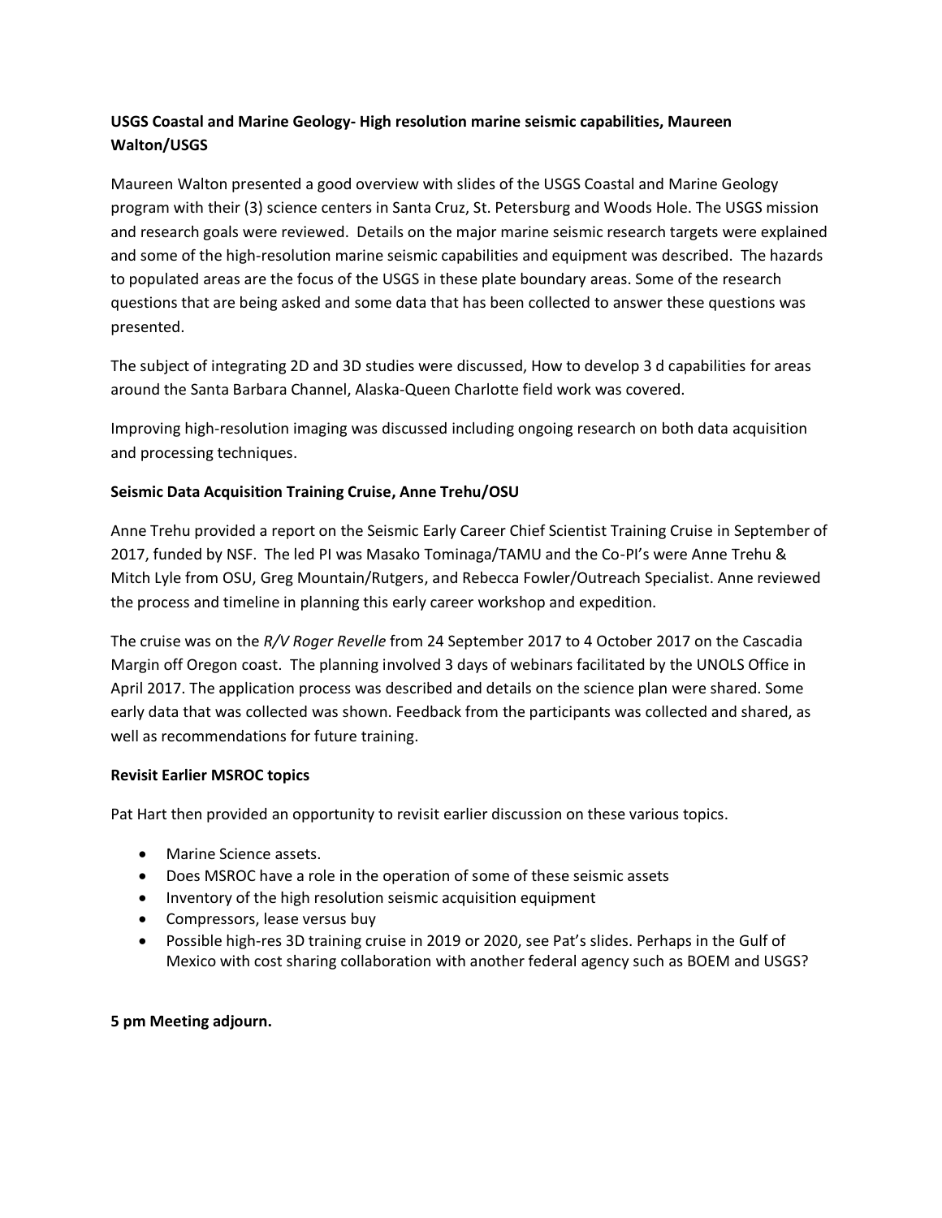**USGS Coastal and Marine Geology- High resolution marine seismic capabilities, Maureen Walton/USGS**

Maureen Walton presented a good overview with slides of the USGS Coastal and Marine Geology program with their (3) science centers in Santa Cruz, St. Petersburg and Woods Hole. The USGS mission and research goals were reviewed. Details on the major marine seismic research targets were explained and some of the high-resolution marine seismic capabilities and equipment was described. The hazards to populated areas are the focus of the USGS in these plate boundary areas. Some of the research questions that are being asked and some data that has been collected to answer these questions was presented.

The subject of integrating 2D and 3D studies were discussed, How to develop 3 d capabilities for areas around the Santa Barbara Channel, Alaska-Queen Charlotte field work was covered.

Improving high-resolution imaging was discussed including ongoing research on both data acquisition and processing techniques.

**Seismic Data Acquisition Training Cruise, Anne Trehu/OSU**

Anne Trehu provided a report on the Seismic Early Career Chief Scientist Training Cruise in September of 2017, funded by NSF. The led PI was Masako Tominaga/TAMU and the Co-PI's were Anne Trehu & Mitch Lyle from OSU, Greg Mountain/Rutgers, and Rebecca Fowler/Outreach Specialist. Anne reviewed the process and timeline in planning this early career workshop and expedition.

The cruise was on the *R/V Roger Revelle* from 24 September 2017 to 4 October 2017 on the Cascadia Margin off Oregon coast. The planning involved 3 days of webinars facilitated by the UNOLS Office in April 2017. The application process was described and details on the science plan were shared. Some early data that was collected was shown. Feedback from the participants was collected and shared, as well as recommendations for future training.

**Revisit Earlier MSROC topics**

Pat Hart then provided an opportunity to revisit earlier discussion on these various topics.

- Marine Science assets.
- Does MSROC have a role in the operation of some of these seismic assets
- Inventory of the high resolution seismic acquisition equipment
- Compressors, lease versus buy
- Possible high-res 3D training cruise in 2019 or 2020, see Pat's slides. Perhaps in the Gulf of Mexico with cost sharing collaboration with another federal agency such as BOEM and USGS?

**5 pm Meeting adjourn.**